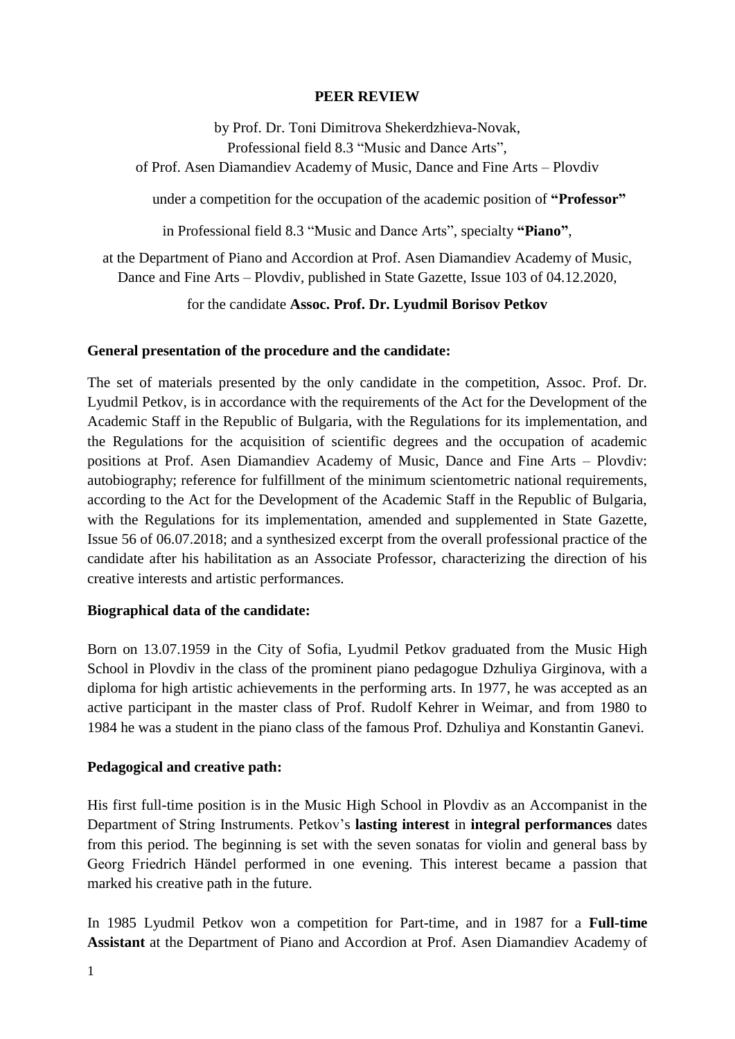**PEER REVIEW**

by Prof. Dr. Toni Dimitrova Shekerdzhieva-Novak,
Professional field 8.3 "Music and Dance Arts",
of Prof. Asen Diamandiev Academy of Music, Dance and Fine Arts – Plovdiv

under a competition for the occupation of the academic position of **"Professor"**

in Professional field 8.3 "Music and Dance Arts", specialty **"Piano"**,

at the Department of Piano and Accordion at Prof. Asen Diamandiev Academy of Music, Dance and Fine Arts – Plovdiv, published in State Gazette, Issue 103 of 04.12.2020,

for the candidate **Assoc. Prof. Dr. Lyudmil Borisov Petkov**

**General presentation of the procedure and the candidate:**

The set of materials presented by the only candidate in the competition, Assoc. Prof. Dr. Lyudmil Petkov, is in accordance with the requirements of the Act for the Development of the Academic Staff in the Republic of Bulgaria, with the Regulations for its implementation, and the Regulations for the acquisition of scientific degrees and the occupation of academic positions at Prof. Asen Diamandiev Academy of Music, Dance and Fine Arts – Plovdiv: autobiography; reference for fulfillment of the minimum scientometric national requirements, according to the Act for the Development of the Academic Staff in the Republic of Bulgaria, with the Regulations for its implementation, amended and supplemented in State Gazette, Issue 56 of 06.07.2018; and a synthesized excerpt from the overall professional practice of the candidate after his habilitation as an Associate Professor, characterizing the direction of his creative interests and artistic performances.

**Biographical data of the candidate:**

Born on 13.07.1959 in the City of Sofia, Lyudmil Petkov graduated from the Music High School in Plovdiv in the class of the prominent piano pedagogue Dzhuliya Girginova, with a diploma for high artistic achievements in the performing arts. In 1977, he was accepted as an active participant in the master class of Prof. Rudolf Kehrer in Weimar, and from 1980 to 1984 he was a student in the piano class of the famous Prof. Dzhuliya and Konstantin Ganevi.

**Pedagogical and creative path:**

His first full-time position is in the Music High School in Plovdiv as an Accompanist in the Department of String Instruments. Petkov's **lasting interest** in **integral performances** dates from this period. The beginning is set with the seven sonatas for violin and general bass by Georg Friedrich Händel performed in one evening. This interest became a passion that marked his creative path in the future.

In 1985 Lyudmil Petkov won a competition for Part-time, and in 1987 for a **Full-time Assistant** at the Department of Piano and Accordion at Prof. Asen Diamandiev Academy of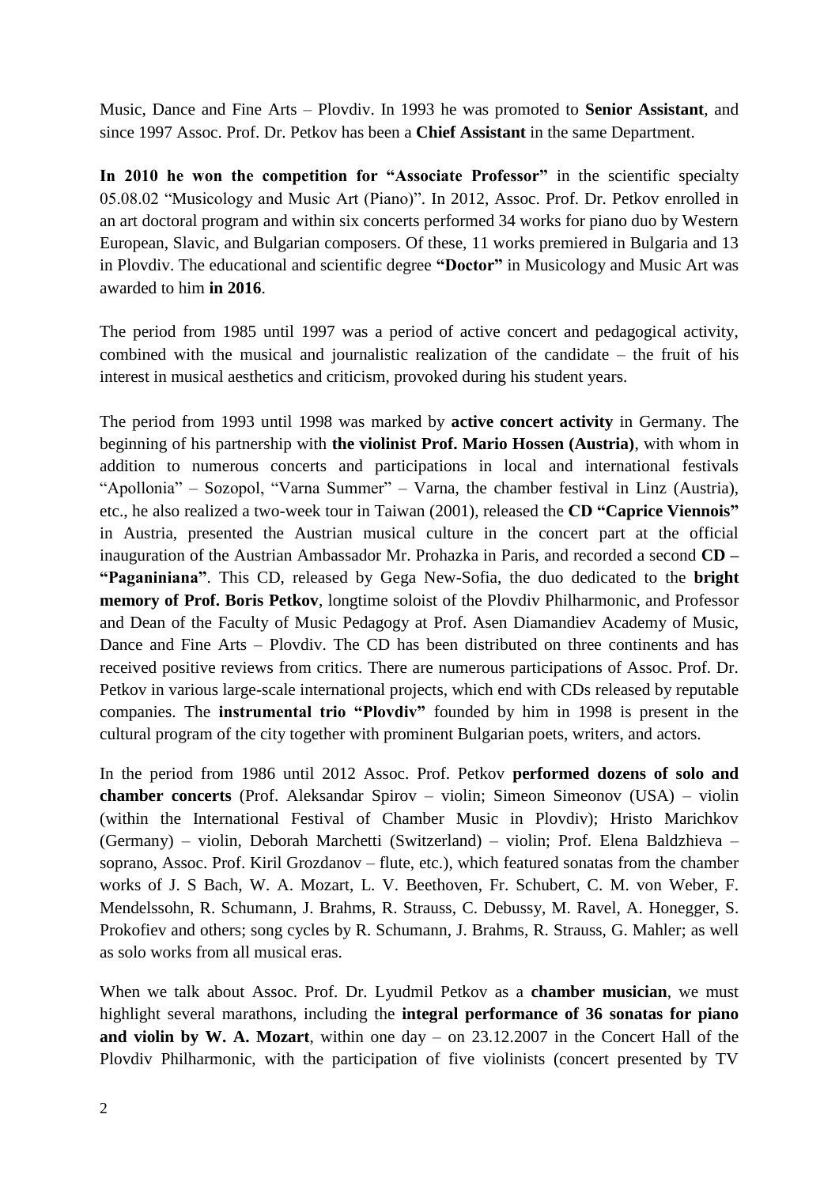Music, Dance and Fine Arts – Plovdiv. In 1993 he was promoted to **Senior Assistant**, and since 1997 Assoc. Prof. Dr. Petkov has been a **Chief Assistant** in the same Department.

**In 2010 he won the competition for "Associate Professor"** in the scientific specialty 05.08.02 "Musicology and Music Art (Piano)". In 2012, Assoc. Prof. Dr. Petkov enrolled in an art doctoral program and within six concerts performed 34 works for piano duo by Western European, Slavic, and Bulgarian composers. Of these, 11 works premiered in Bulgaria and 13 in Plovdiv. The educational and scientific degree **"Doctor"** in Musicology and Music Art was awarded to him **in 2016**.

The period from 1985 until 1997 was a period of active concert and pedagogical activity, combined with the musical and journalistic realization of the candidate – the fruit of his interest in musical aesthetics and criticism, provoked during his student years.

The period from 1993 until 1998 was marked by **active concert activity** in Germany. The beginning of his partnership with **the violinist Prof. Mario Hossen (Austria)**, with whom in addition to numerous concerts and participations in local and international festivals "Apollonia" – Sozopol, "Varna Summer" – Varna, the chamber festival in Linz (Austria), etc., he also realized a two-week tour in Taiwan (2001), released the **CD "Caprice Viennois"** in Austria, presented the Austrian musical culture in the concert part at the official inauguration of the Austrian Ambassador Mr. Prohazka in Paris, and recorded a second **CD – "Paganiniana"**. This CD, released by Gega New-Sofia, the duo dedicated to the **bright memory of Prof. Boris Petkov**, longtime soloist of the Plovdiv Philharmonic, and Professor and Dean of the Faculty of Music Pedagogy at Prof. Asen Diamandiev Academy of Music, Dance and Fine Arts – Plovdiv. The CD has been distributed on three continents and has received positive reviews from critics. There are numerous participations of Assoc. Prof. Dr. Petkov in various large-scale international projects, which end with CDs released by reputable companies. The **instrumental trio "Plovdiv"** founded by him in 1998 is present in the cultural program of the city together with prominent Bulgarian poets, writers, and actors.

In the period from 1986 until 2012 Assoc. Prof. Petkov **performed dozens of solo and chamber concerts** (Prof. Aleksandar Spirov – violin; Simeon Simeonov (USA) – violin (within the International Festival of Chamber Music in Plovdiv); Hristo Marichkov (Germany) – violin, Deborah Marchetti (Switzerland) – violin; Prof. Elena Baldzhieva – soprano, Assoc. Prof. Kiril Grozdanov – flute, etc.), which featured sonatas from the chamber works of J. S Bach, W. A. Mozart, L. V. Beethoven, Fr. Schubert, C. M. von Weber, F. Mendelssohn, R. Schumann, J. Brahms, R. Strauss, C. Debussy, M. Ravel, A. Honegger, S. Prokofiev and others; song cycles by R. Schumann, J. Brahms, R. Strauss, G. Mahler; as well as solo works from all musical eras.

When we talk about Assoc. Prof. Dr. Lyudmil Petkov as a **chamber musician**, we must highlight several marathons, including the **integral performance of 36 sonatas for piano and violin by W. A. Mozart**, within one day – on 23.12.2007 in the Concert Hall of the Plovdiv Philharmonic, with the participation of five violinists (concert presented by TV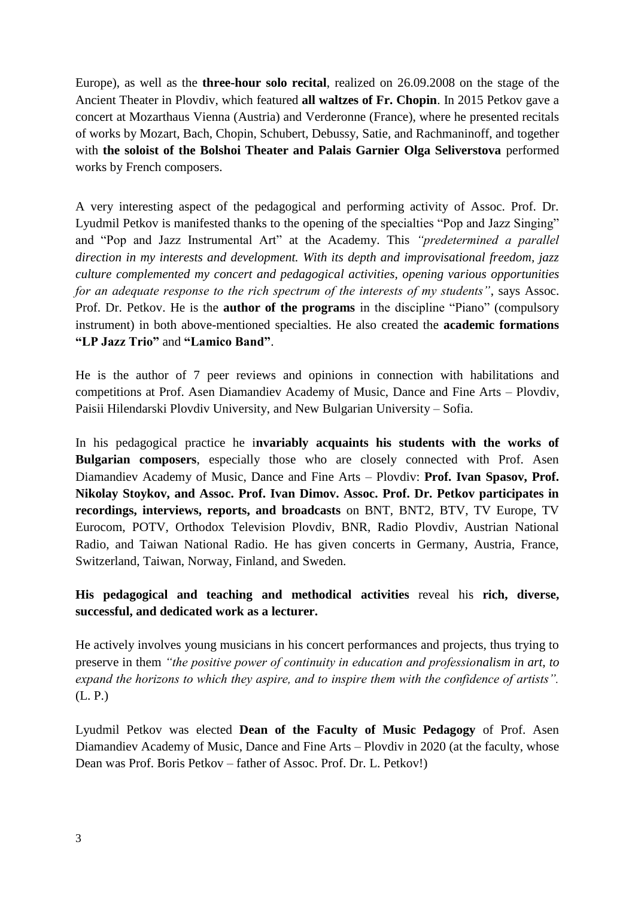Europe), as well as the **three-hour solo recital**, realized on 26.09.2008 on the stage of the Ancient Theater in Plovdiv, which featured **all waltzes of Fr. Chopin**. In 2015 Petkov gave a concert at Mozarthaus Vienna (Austria) and Verderonne (France), where he presented recitals of works by Mozart, Bach, Chopin, Schubert, Debussy, Satie, and Rachmaninoff, and together with **the soloist of the Bolshoi Theater and Palais Garnier Olga Seliverstova** performed works by French composers.

A very interesting aspect of the pedagogical and performing activity of Assoc. Prof. Dr. Lyudmil Petkov is manifested thanks to the opening of the specialties "Pop and Jazz Singing" and "Pop and Jazz Instrumental Art" at the Academy. This *"predetermined a parallel direction in my interests and development. With its depth and improvisational freedom, jazz culture complemented my concert and pedagogical activities, opening various opportunities for an adequate response to the rich spectrum of the interests of my students"*, says Assoc. Prof. Dr. Petkov. He is the **author of the programs** in the discipline "Piano" (compulsory instrument) in both above-mentioned specialties. He also created the **academic formations "LP Jazz Trio"** and **"Lamico Band"**.

He is the author of 7 peer reviews and opinions in connection with habilitations and competitions at Prof. Asen Diamandiev Academy of Music, Dance and Fine Arts – Plovdiv, Paisii Hilendarski Plovdiv University, and New Bulgarian University – Sofia.

In his pedagogical practice he i**nvariably acquaints his students with the works of Bulgarian composers**, especially those who are closely connected with Prof. Asen Diamandiev Academy of Music, Dance and Fine Arts – Plovdiv: **Prof. Ivan Spasov, Prof. Nikolay Stoykov, and Assoc. Prof. Ivan Dimov. Assoc. Prof. Dr. Petkov participates in recordings, interviews, reports, and broadcasts** on BNT, BNT2, BTV, TV Europe, TV Eurocom, POTV, Orthodox Television Plovdiv, BNR, Radio Plovdiv, Austrian National Radio, and Taiwan National Radio. He has given concerts in Germany, Austria, France, Switzerland, Taiwan, Norway, Finland, and Sweden.

**His pedagogical and teaching and methodical activities** reveal his **rich, diverse, successful, and dedicated work as a lecturer.**

He actively involves young musicians in his concert performances and projects, thus trying to preserve in them *"the positive power of continuity in education and professionalism in art, to expand the horizons to which they aspire, and to inspire them with the confidence of artists".* (L. P.)

Lyudmil Petkov was elected **Dean of the Faculty of Music Pedagogy** of Prof. Asen Diamandiev Academy of Music, Dance and Fine Arts – Plovdiv in 2020 (at the faculty, whose Dean was Prof. Boris Petkov – father of Assoc. Prof. Dr. L. Petkov!)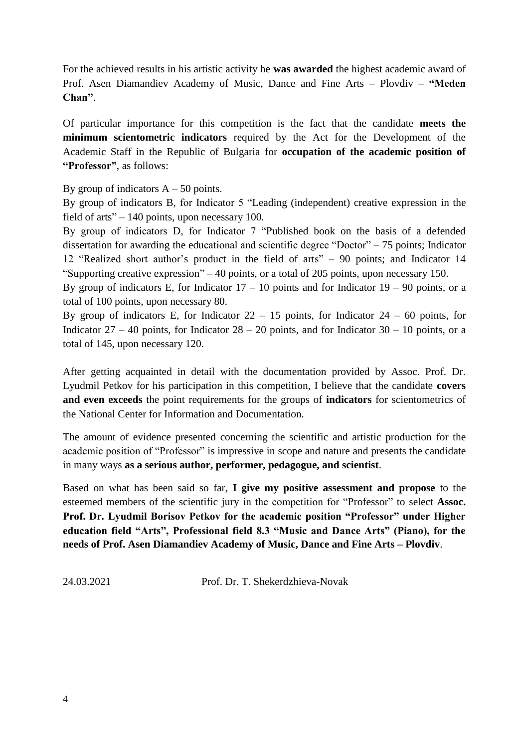For the achieved results in his artistic activity he **was awarded** the highest academic award of Prof. Asen Diamandiev Academy of Music, Dance and Fine Arts – Plovdiv – **"Meden Chan"**.

Of particular importance for this competition is the fact that the candidate **meets the minimum scientometric indicators** required by the Act for the Development of the Academic Staff in the Republic of Bulgaria for **occupation of the academic position of "Professor"**, as follows:

By group of indicators A – 50 points.

By group of indicators B, for Indicator 5 "Leading (independent) creative expression in the field of arts" – 140 points, upon necessary 100.

By group of indicators D, for Indicator 7 "Published book on the basis of a defended dissertation for awarding the educational and scientific degree "Doctor" – 75 points; Indicator 12 "Realized short author's product in the field of arts" – 90 points; and Indicator 14 "Supporting creative expression" – 40 points, or a total of 205 points, upon necessary 150.

By group of indicators E, for Indicator 17 – 10 points and for Indicator 19 – 90 points, or a total of 100 points, upon necessary 80.

By group of indicators E, for Indicator 22 – 15 points, for Indicator 24 – 60 points, for Indicator 27 – 40 points, for Indicator 28 – 20 points, and for Indicator 30 – 10 points, or a total of 145, upon necessary 120.

After getting acquainted in detail with the documentation provided by Assoc. Prof. Dr. Lyudmil Petkov for his participation in this competition, I believe that the candidate **covers and even exceeds** the point requirements for the groups of **indicators** for scientometrics of the National Center for Information and Documentation.

The amount of evidence presented concerning the scientific and artistic production for the academic position of "Professor" is impressive in scope and nature and presents the candidate in many ways **as a serious author, performer, pedagogue, and scientist**.

Based on what has been said so far, **I give my positive assessment and propose** to the esteemed members of the scientific jury in the competition for "Professor" to select **Assoc. Prof. Dr. Lyudmil Borisov Petkov for the academic position "Professor" under Higher education field "Arts", Professional field 8.3 "Music and Dance Arts" (Piano), for the needs of Prof. Asen Diamandiev Academy of Music, Dance and Fine Arts – Plovdiv**.

24.03.2021 Prof. Dr. T. Shekerdzhieva-Novak